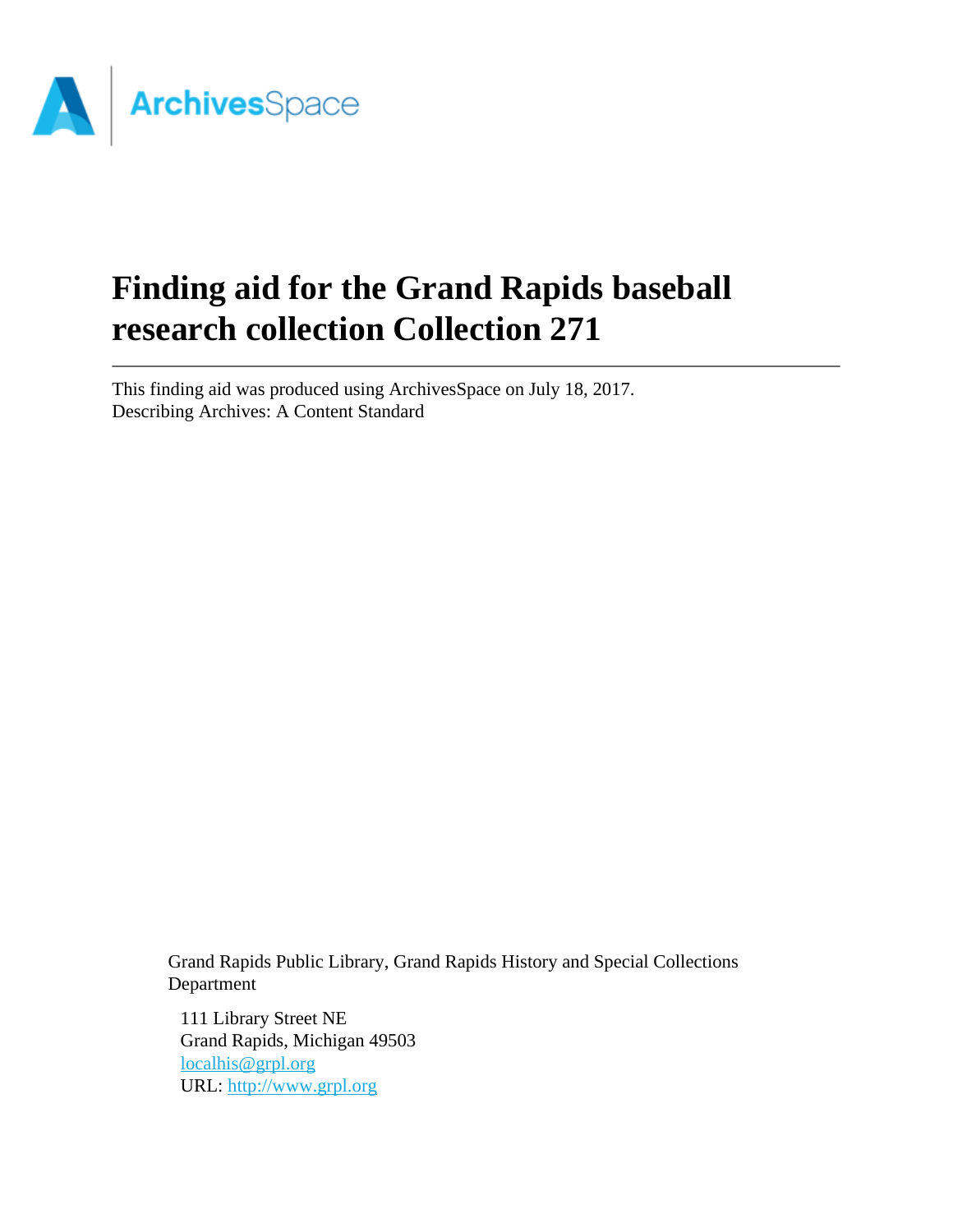ArchivesSpace

# Finding aid for the Grand Rapids baseball research collection Collection 271

This finding aid was produced using ArchivesSpace on July 18, 2017.
Describing Archives: A Content Standard

Grand Rapids Public Library, Grand Rapids History and Special Collections Department

111 Library Street NE
Grand Rapids, Michigan 49503
localhis@grpl.org
URL: http://www.grpl.org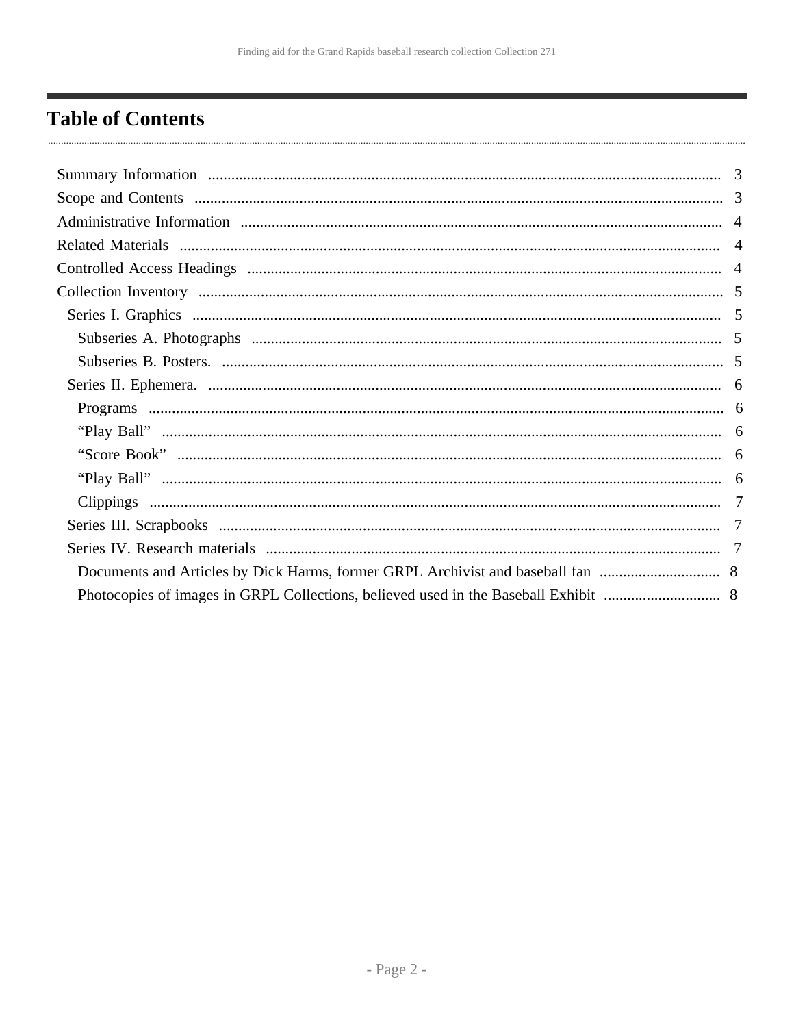# Table of Contents

- Summary Information ..... 3
- Scope and Contents ..... 3
- Administrative Information ..... 4
- Related Materials ..... 4
- Controlled Access Headings ..... 4
- Collection Inventory ..... 5
  - Series I. Graphics ..... 5
    - Subseries A. Photographs ..... 5
    - Subseries B. Posters. ..... 5
  - Series II. Ephemera. ..... 6
    - Programs ..... 6
    - “Play Ball” ..... 6
    - “Score Book” ..... 6
    - “Play Ball” ..... 6
    - Clippings ..... 7
  - Series III. Scrapbooks ..... 7
  - Series IV. Research materials ..... 7
    - Documents and Articles by Dick Harms, former GRPL Archivist and baseball fan ..... 8
    - Photocopies of images in GRPL Collections, believed used in the Baseball Exhibit ..... 8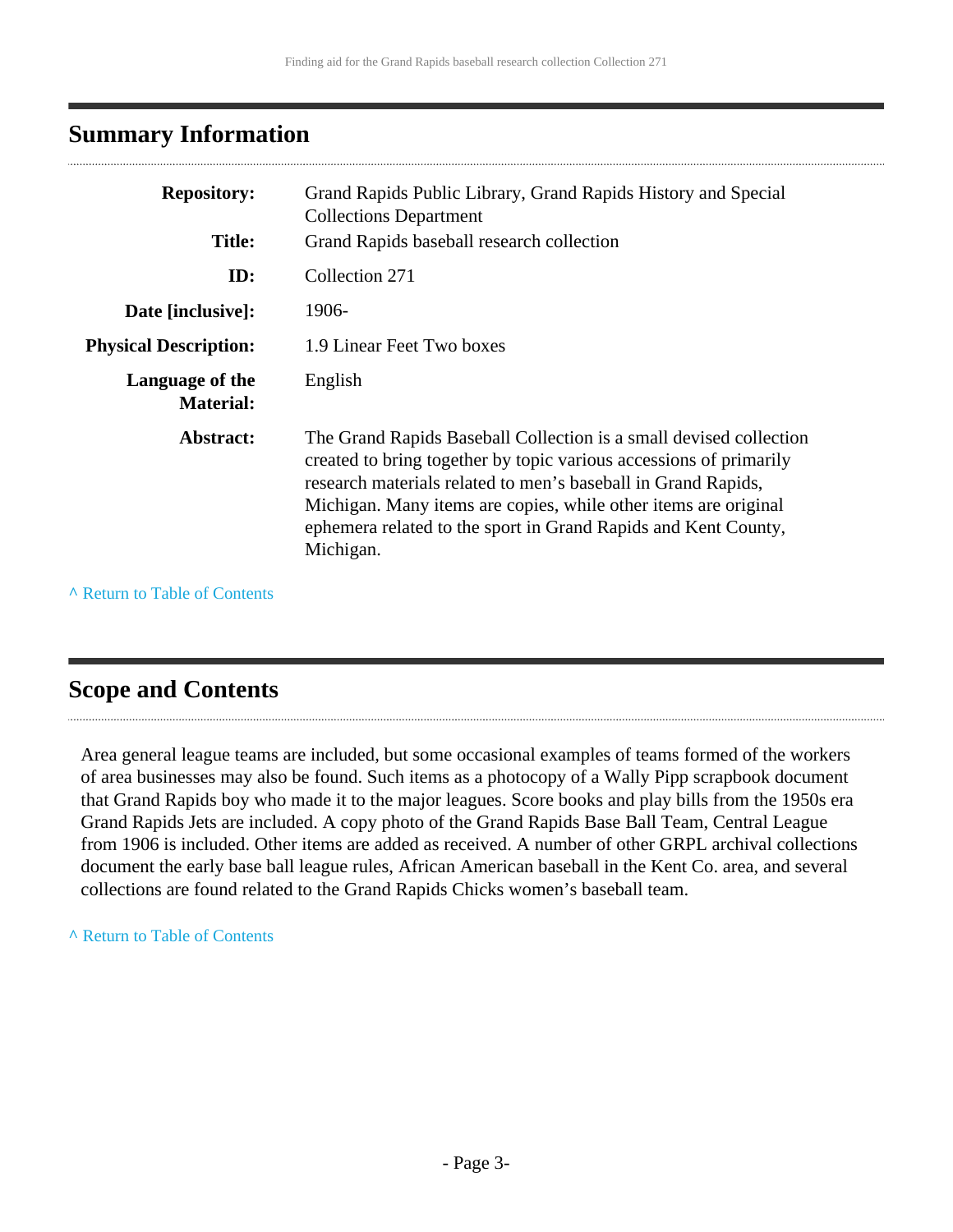## Summary Information

| | |
|---|---|
| **Repository:** | Grand Rapids Public Library, Grand Rapids History and Special Collections Department |
| **Title:** | Grand Rapids baseball research collection |
| **ID:** | Collection 271 |
| **Date [inclusive]:** | 1906- |
| **Physical Description:** | 1.9 Linear Feet Two boxes |
| **Language of the Material:** | English |
| **Abstract:** | The Grand Rapids Baseball Collection is a small devised collection created to bring together by topic various accessions of primarily research materials related to men's baseball in Grand Rapids, Michigan. Many items are copies, while other items are original ephemera related to the sport in Grand Rapids and Kent County, Michigan. |

^ Return to Table of Contents

## Scope and Contents

Area general league teams are included, but some occasional examples of teams formed of the workers of area businesses may also be found. Such items as a photocopy of a Wally Pipp scrapbook document that Grand Rapids boy who made it to the major leagues. Score books and play bills from the 1950s era Grand Rapids Jets are included. A copy photo of the Grand Rapids Base Ball Team, Central League from 1906 is included. Other items are added as received. A number of other GRPL archival collections document the early base ball league rules, African American baseball in the Kent Co. area, and several collections are found related to the Grand Rapids Chicks women's baseball team.

^ Return to Table of Contents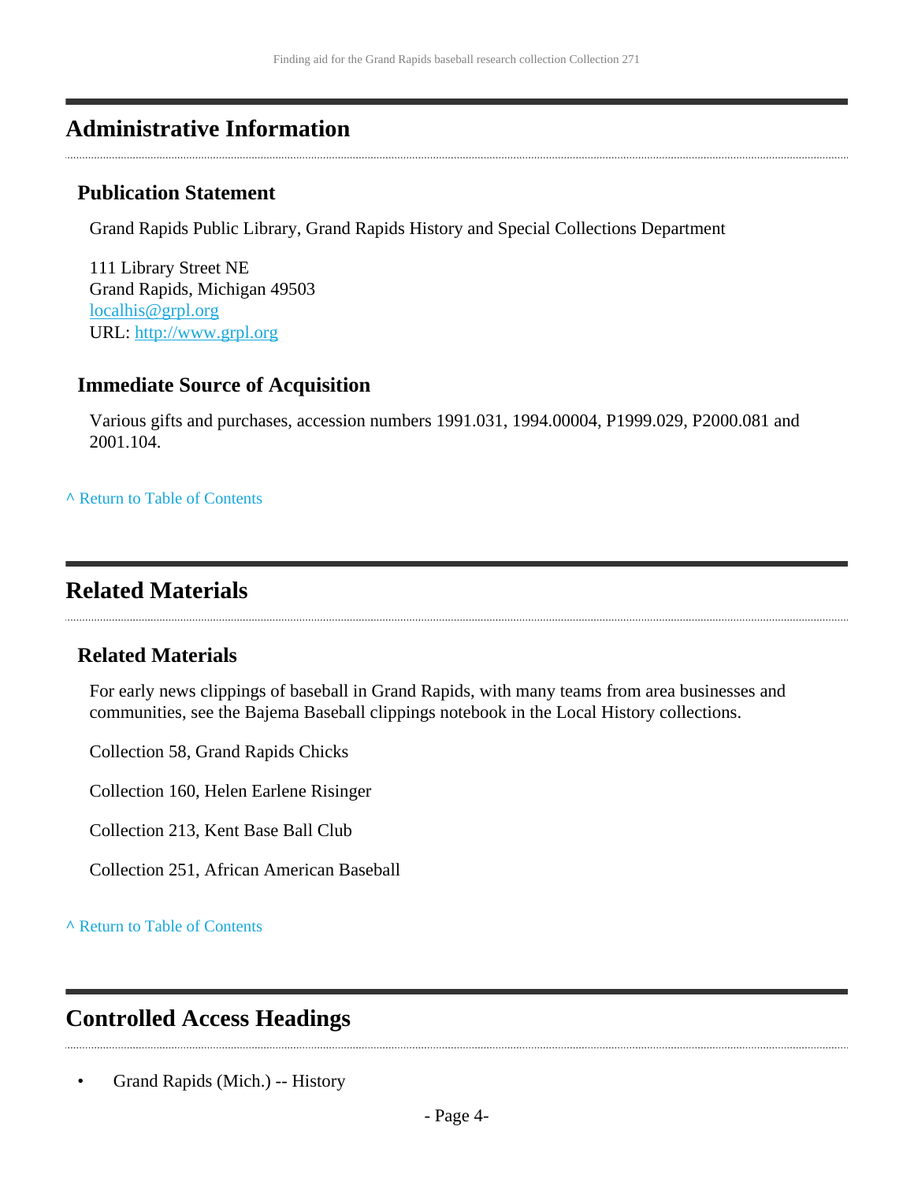## Administrative Information

### Publication Statement

Grand Rapids Public Library, Grand Rapids History and Special Collections Department

111 Library Street NE
Grand Rapids, Michigan 49503
localhis@grpl.org
URL: http://www.grpl.org

### Immediate Source of Acquisition

Various gifts and purchases, accession numbers 1991.031, 1994.00004, P1999.029, P2000.081 and 2001.104.

^ Return to Table of Contents

## Related Materials

### Related Materials

For early news clippings of baseball in Grand Rapids, with many teams from area businesses and communities, see the Bajema Baseball clippings notebook in the Local History collections.

Collection 58, Grand Rapids Chicks

Collection 160, Helen Earlene Risinger

Collection 213, Kent Base Ball Club

Collection 251, African American Baseball

^ Return to Table of Contents

## Controlled Access Headings

- Grand Rapids (Mich.) -- History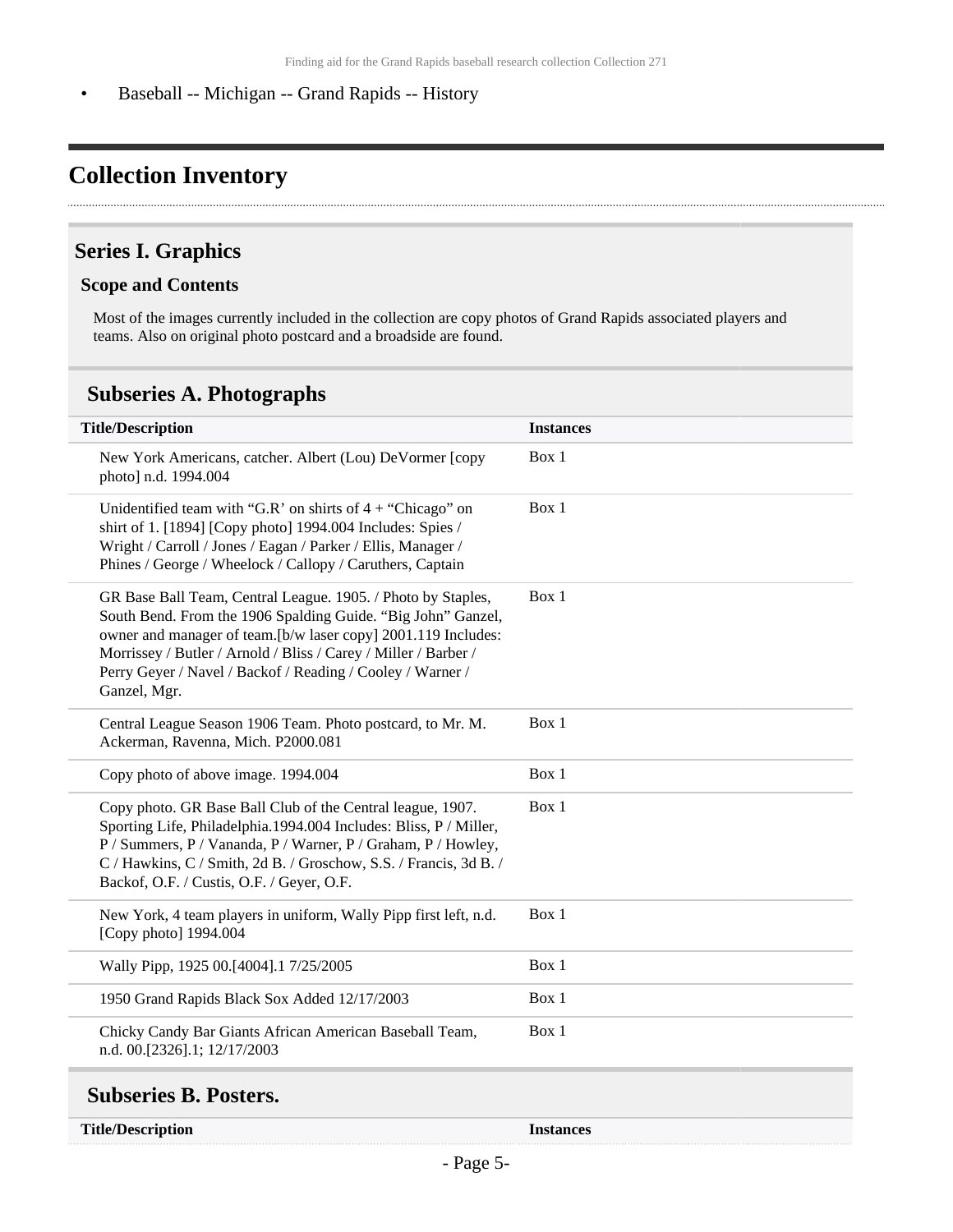- Baseball -- Michigan -- Grand Rapids -- History

# Collection Inventory

## Series I. Graphics

### Scope and Contents

Most of the images currently included in the collection are copy photos of Grand Rapids associated players and teams. Also on original photo postcard and a broadside are found.

### Subseries A. Photographs

| Title/Description | Instances |
|---|---|
| New York Americans, catcher. Albert (Lou) DeVormer [copy photo] n.d. 1994.004 | Box 1 |
| Unidentified team with "G.R' on shirts of 4 + "Chicago" on shirt of 1. [1894] [Copy photo] 1994.004 Includes: Spies / Wright / Carroll / Jones / Eagan / Parker / Ellis, Manager / Phines / George / Wheelock / Callopy / Caruthers, Captain | Box 1 |
| GR Base Ball Team, Central League. 1905. / Photo by Staples, South Bend. From the 1906 Spalding Guide. "Big John" Ganzel, owner and manager of team.[b/w laser copy] 2001.119 Includes: Morrissey / Butler / Arnold / Bliss / Carey / Miller / Barber / Perry Geyer / Navel / Backof / Reading / Cooley / Warner / Ganzel, Mgr. | Box 1 |
| Central League Season 1906 Team. Photo postcard, to Mr. M. Ackerman, Ravenna, Mich. P2000.081 | Box 1 |
| Copy photo of above image. 1994.004 | Box 1 |
| Copy photo. GR Base Ball Club of the Central league, 1907. Sporting Life, Philadelphia.1994.004 Includes: Bliss, P / Miller, P / Summers, P / Vananda, P / Warner, P / Graham, P / Howley, C / Hawkins, C / Smith, 2d B. / Groschow, S.S. / Francis, 3d B. / Backof, O.F. / Custis, O.F. / Geyer, O.F. | Box 1 |
| New York, 4 team players in uniform, Wally Pipp first left, n.d. [Copy photo] 1994.004 | Box 1 |
| Wally Pipp, 1925 00.[4004].1 7/25/2005 | Box 1 |
| 1950 Grand Rapids Black Sox Added 12/17/2003 | Box 1 |
| Chicky Candy Bar Giants African American Baseball Team, n.d. 00.[2326].1; 12/17/2003 | Box 1 |

### Subseries B. Posters.

| Title/Description | Instances |
|---|---|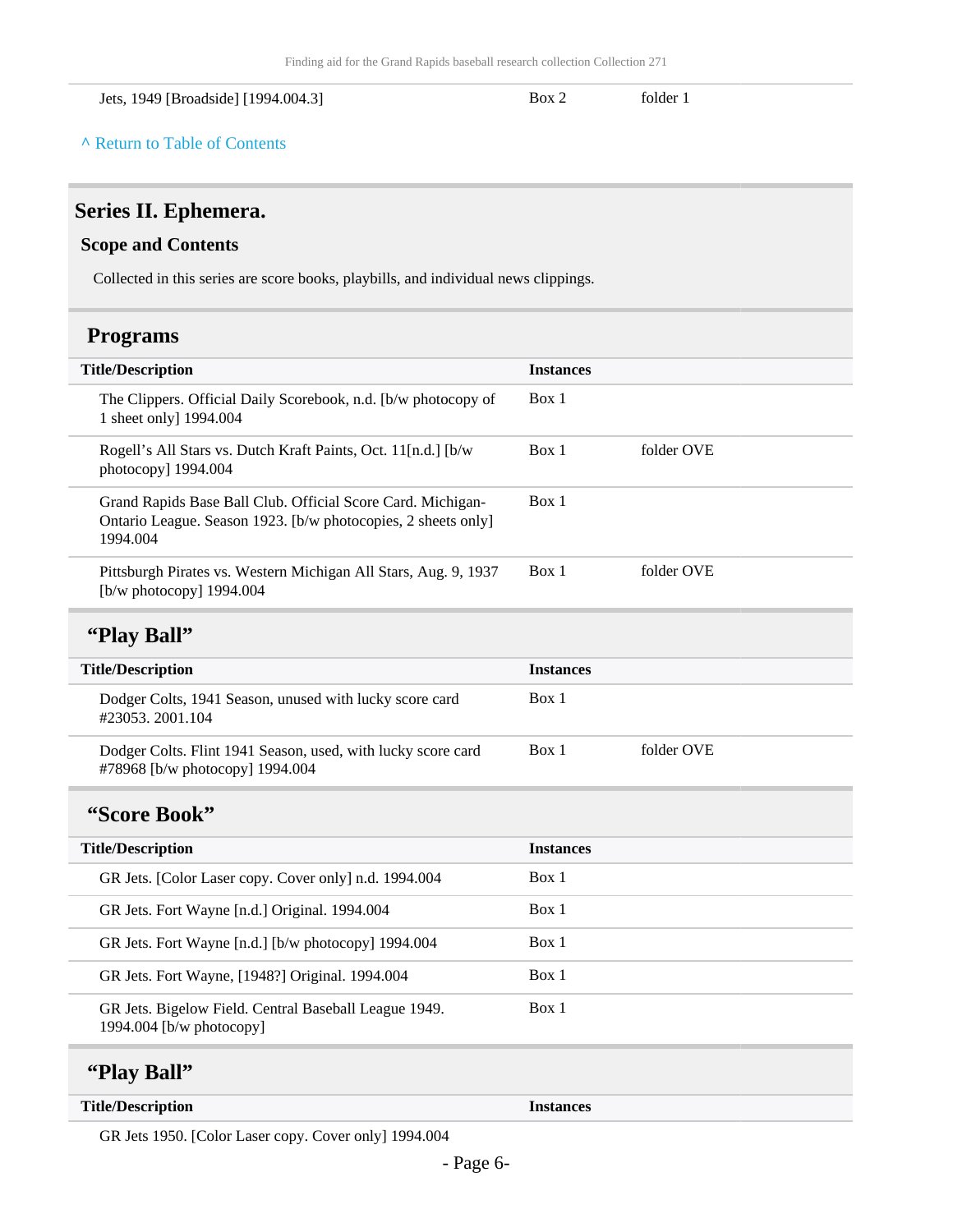| | | |
|---|---|---|
| Jets, 1949 [Broadside] [1994.004.3] | Box 2 | folder 1 |

^ Return to Table of Contents

## Series II. Ephemera.

### Scope and Contents

Collected in this series are score books, playbills, and individual news clippings.

### Programs

| Title/Description | Instances | |
|---|---|---|
| The Clippers. Official Daily Scorebook, n.d. [b/w photocopy of 1 sheet only] 1994.004 | Box 1 | |
| Rogell's All Stars vs. Dutch Kraft Paints, Oct. 11[n.d.] [b/w photocopy] 1994.004 | Box 1 | folder OVE |
| Grand Rapids Base Ball Club. Official Score Card. Michigan-Ontario League. Season 1923. [b/w photocopies, 2 sheets only] 1994.004 | Box 1 | |
| Pittsburgh Pirates vs. Western Michigan All Stars, Aug. 9, 1937 [b/w photocopy] 1994.004 | Box 1 | folder OVE |

### "Play Ball"

| Title/Description | Instances | |
|---|---|---|
| Dodger Colts, 1941 Season, unused with lucky score card #23053. 2001.104 | Box 1 | |
| Dodger Colts. Flint 1941 Season, used, with lucky score card #78968 [b/w photocopy] 1994.004 | Box 1 | folder OVE |

### "Score Book"

| Title/Description | Instances |
|---|---|
| GR Jets. [Color Laser copy. Cover only] n.d. 1994.004 | Box 1 |
| GR Jets. Fort Wayne [n.d.] Original. 1994.004 | Box 1 |
| GR Jets. Fort Wayne [n.d.] [b/w photocopy] 1994.004 | Box 1 |
| GR Jets. Fort Wayne, [1948?] Original. 1994.004 | Box 1 |
| GR Jets. Bigelow Field. Central Baseball League 1949. 1994.004 [b/w photocopy] | Box 1 |

### "Play Ball"

| Title/Description | Instances |
|---|---|
| GR Jets 1950. [Color Laser copy. Cover only] 1994.004 | |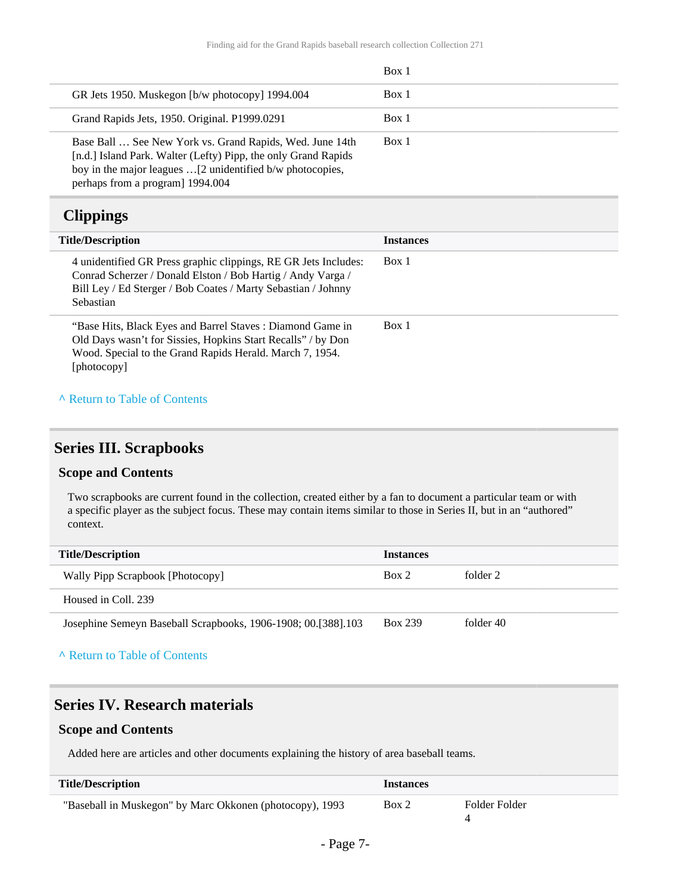| | |
|---|---|
| | Box 1 |
| GR Jets 1950. Muskegon [b/w photocopy] 1994.004 | Box 1 |
| Grand Rapids Jets, 1950. Original. P1999.0291 | Box 1 |
| Base Ball … See New York vs. Grand Rapids, Wed. June 14th [n.d.] Island Park. Walter (Lefty) Pipp, the only Grand Rapids boy in the major leagues …[2 unidentified b/w photocopies, perhaps from a program] 1994.004 | Box 1 |

## Clippings

| Title/Description | Instances |
|---|---|
| 4 unidentified GR Press graphic clippings, RE GR Jets Includes: Conrad Scherzer / Donald Elston / Bob Hartig / Andy Varga / Bill Ley / Ed Sterger / Bob Coates / Marty Sebastian / Johnny Sebastian | Box 1 |
| "Base Hits, Black Eyes and Barrel Staves : Diamond Game in Old Days wasn't for Sissies, Hopkins Start Recalls" / by Don Wood. Special to the Grand Rapids Herald. March 7, 1954. [photocopy] | Box 1 |

^ Return to Table of Contents

## Series III. Scrapbooks

### Scope and Contents

Two scrapbooks are current found in the collection, created either by a fan to document a particular team or with a specific player as the subject focus. These may contain items similar to those in Series II, but in an "authored" context.

| Title/Description | Instances | |
|---|---|---|
| Wally Pipp Scrapbook [Photocopy] | Box 2 | folder 2 |
| Housed in Coll. 239 | | |
| Josephine Semeyn Baseball Scrapbooks, 1906-1908; 00.[388].103 | Box 239 | folder 40 |

^ Return to Table of Contents

## Series IV. Research materials

### Scope and Contents

Added here are articles and other documents explaining the history of area baseball teams.

| Title/Description | Instances | |
|---|---|---|
| "Baseball in Muskegon" by Marc Okkonen (photocopy), 1993 | Box 2 | Folder Folder 4 |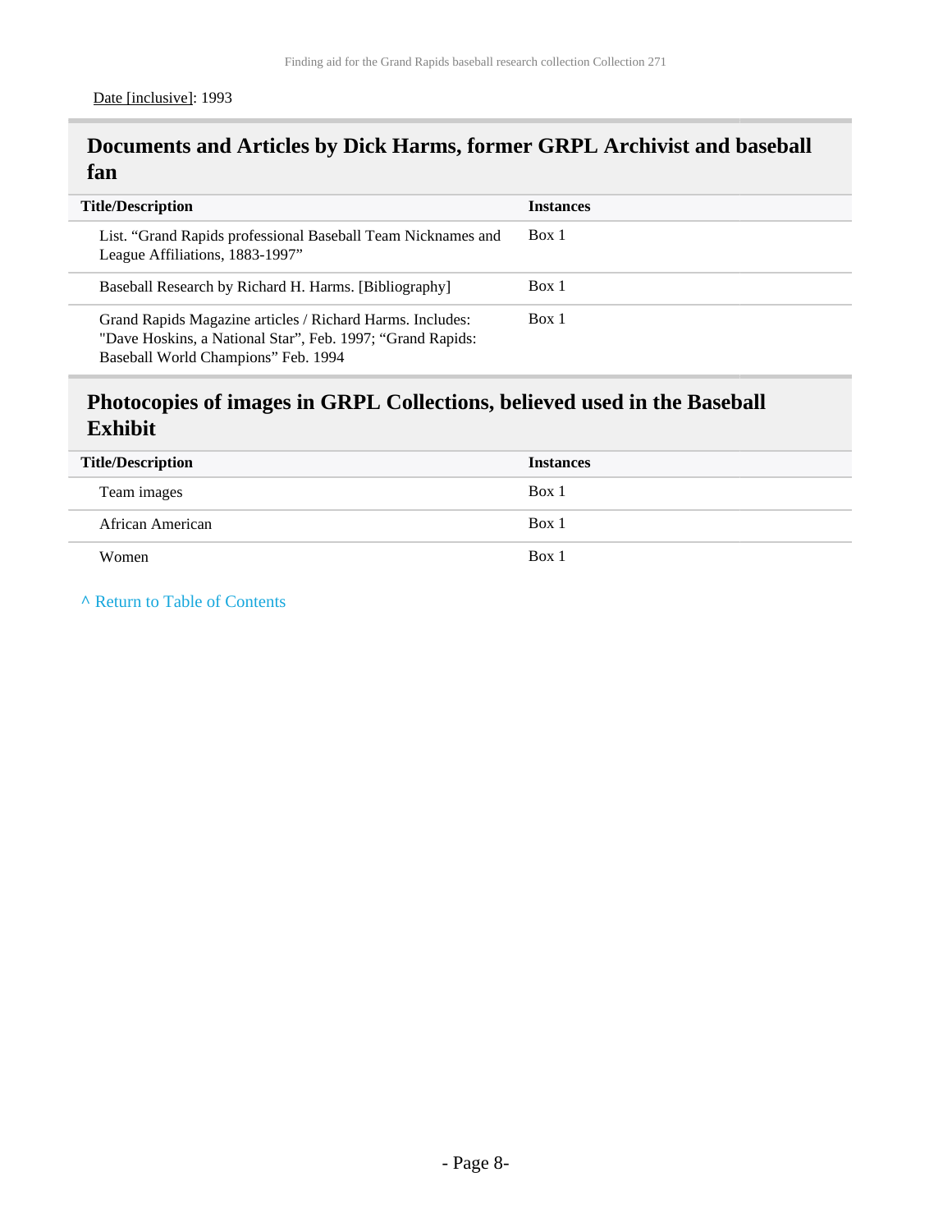Date [inclusive]: 1993

## Documents and Articles by Dick Harms, former GRPL Archivist and baseball fan

| Title/Description | Instances |
| --- | --- |
| List. “Grand Rapids professional Baseball Team Nicknames and League Affiliations, 1883-1997” | Box 1 |
| Baseball Research by Richard H. Harms. [Bibliography] | Box 1 |
| Grand Rapids Magazine articles / Richard Harms. Includes: "Dave Hoskins, a National Star”, Feb. 1997; “Grand Rapids: Baseball World Champions” Feb. 1994 | Box 1 |

## Photocopies of images in GRPL Collections, believed used in the Baseball Exhibit

| Title/Description | Instances |
| --- | --- |
| Team images | Box 1 |
| African American | Box 1 |
| Women | Box 1 |

^ Return to Table of Contents